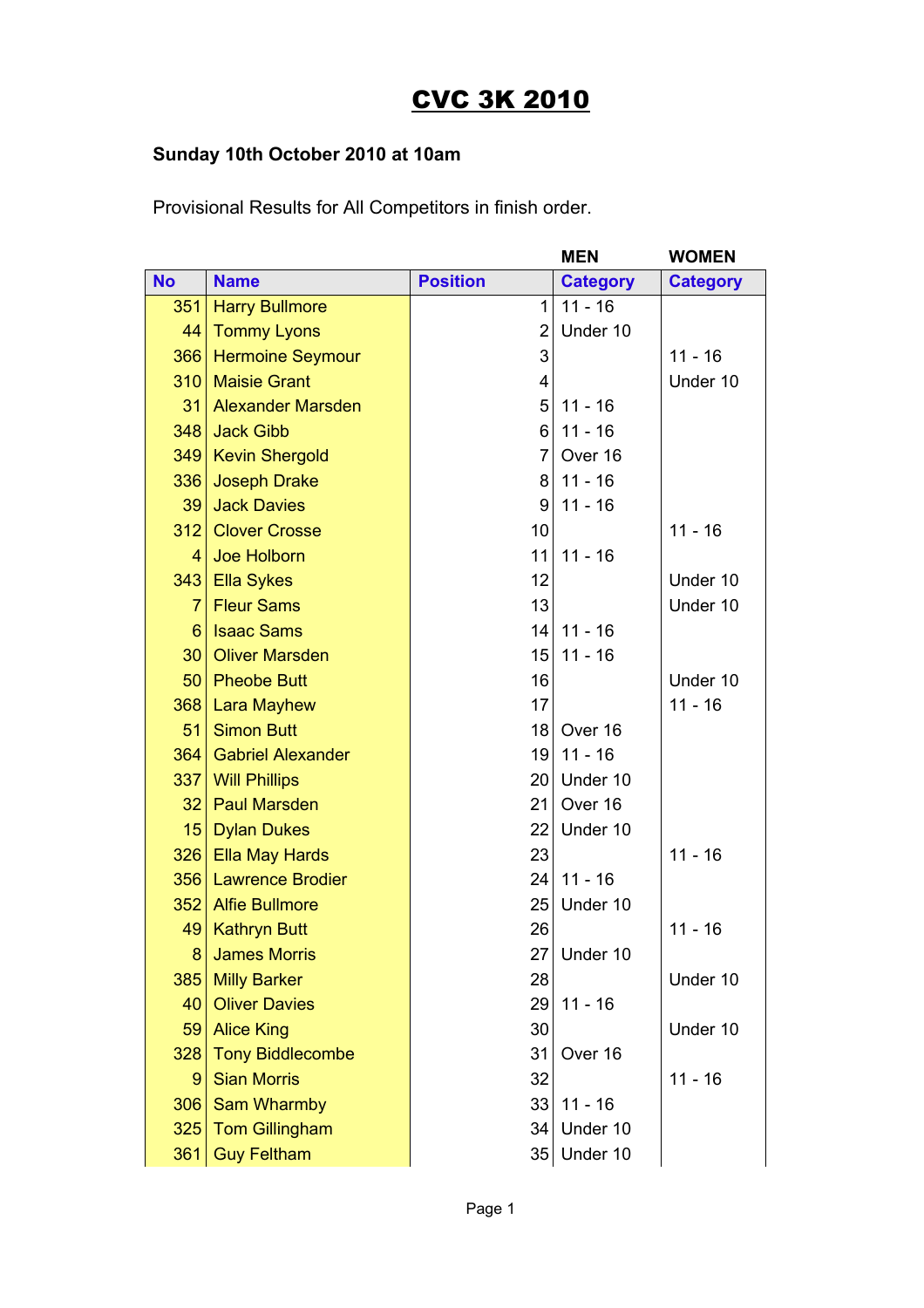# CVC 3K 2010

**Sunday 10th October 2010 at 10am**

Provisional Results for All Competitors in finish order.

| | | | MEN | WOMEN |
|---|---|---|---|---|
| **No** | **Name** | **Position** | **Category** | **Category** |
| 351 | Harry Bullmore | 1 | 11 - 16 | |
| 44 | Tommy Lyons | 2 | Under 10 | |
| 366 | Hermoine Seymour | 3 | | 11 - 16 |
| 310 | Maisie Grant | 4 | | Under 10 |
| 31 | Alexander Marsden | 5 | 11 - 16 | |
| 348 | Jack Gibb | 6 | 11 - 16 | |
| 349 | Kevin Shergold | 7 | Over 16 | |
| 336 | Joseph Drake | 8 | 11 - 16 | |
| 39 | Jack Davies | 9 | 11 - 16 | |
| 312 | Clover Crosse | 10 | | 11 - 16 |
| 4 | Joe Holborn | 11 | 11 - 16 | |
| 343 | Ella Sykes | 12 | | Under 10 |
| 7 | Fleur Sams | 13 | | Under 10 |
| 6 | Isaac Sams | 14 | 11 - 16 | |
| 30 | Oliver Marsden | 15 | 11 - 16 | |
| 50 | Pheobe Butt | 16 | | Under 10 |
| 368 | Lara Mayhew | 17 | | 11 - 16 |
| 51 | Simon Butt | 18 | Over 16 | |
| 364 | Gabriel Alexander | 19 | 11 - 16 | |
| 337 | Will Phillips | 20 | Under 10 | |
| 32 | Paul Marsden | 21 | Over 16 | |
| 15 | Dylan Dukes | 22 | Under 10 | |
| 326 | Ella May Hards | 23 | | 11 - 16 |
| 356 | Lawrence Brodier | 24 | 11 - 16 | |
| 352 | Alfie Bullmore | 25 | Under 10 | |
| 49 | Kathryn Butt | 26 | | 11 - 16 |
| 8 | James Morris | 27 | Under 10 | |
| 385 | Milly Barker | 28 | | Under 10 |
| 40 | Oliver Davies | 29 | 11 - 16 | |
| 59 | Alice King | 30 | | Under 10 |
| 328 | Tony Biddlecombe | 31 | Over 16 | |
| 9 | Sian Morris | 32 | | 11 - 16 |
| 306 | Sam Wharmby | 33 | 11 - 16 | |
| 325 | Tom Gillingham | 34 | Under 10 | |
| 361 | Guy Feltham | 35 | Under 10 | |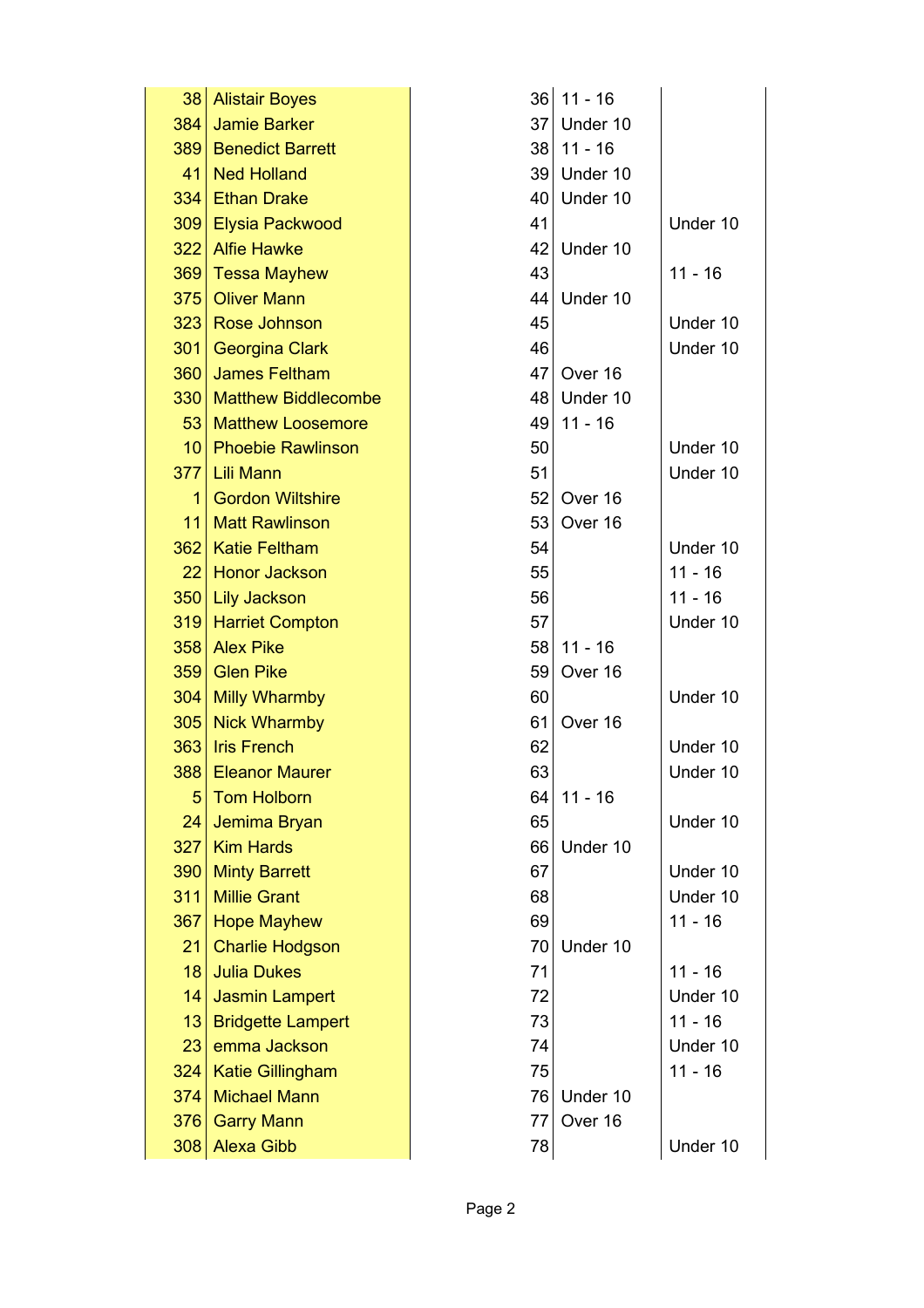| | | | | |
|---|---|---|---|---|
| 38 | Alistair Boyes | 36 | 11 - 16 | |
| 384 | Jamie Barker | 37 | Under 10 | |
| 389 | Benedict Barrett | 38 | 11 - 16 | |
| 41 | Ned Holland | 39 | Under 10 | |
| 334 | Ethan Drake | 40 | Under 10 | |
| 309 | Elysia Packwood | 41 | | Under 10 |
| 322 | Alfie Hawke | 42 | Under 10 | |
| 369 | Tessa Mayhew | 43 | | 11 - 16 |
| 375 | Oliver Mann | 44 | Under 10 | |
| 323 | Rose Johnson | 45 | | Under 10 |
| 301 | Georgina Clark | 46 | | Under 10 |
| 360 | James Feltham | 47 | Over 16 | |
| 330 | Matthew Biddlecombe | 48 | Under 10 | |
| 53 | Matthew Loosemore | 49 | 11 - 16 | |
| 10 | Phoebie Rawlinson | 50 | | Under 10 |
| 377 | Lili Mann | 51 | | Under 10 |
| 1 | Gordon Wiltshire | 52 | Over 16 | |
| 11 | Matt Rawlinson | 53 | Over 16 | |
| 362 | Katie Feltham | 54 | | Under 10 |
| 22 | Honor Jackson | 55 | | 11 - 16 |
| 350 | Lily Jackson | 56 | | 11 - 16 |
| 319 | Harriet Compton | 57 | | Under 10 |
| 358 | Alex Pike | 58 | 11 - 16 | |
| 359 | Glen Pike | 59 | Over 16 | |
| 304 | Milly Wharmby | 60 | | Under 10 |
| 305 | Nick Wharmby | 61 | Over 16 | |
| 363 | Iris French | 62 | | Under 10 |
| 388 | Eleanor Maurer | 63 | | Under 10 |
| 5 | Tom Holborn | 64 | 11 - 16 | |
| 24 | Jemima Bryan | 65 | | Under 10 |
| 327 | Kim Hards | 66 | Under 10 | |
| 390 | Minty Barrett | 67 | | Under 10 |
| 311 | Millie Grant | 68 | | Under 10 |
| 367 | Hope Mayhew | 69 | | 11 - 16 |
| 21 | Charlie Hodgson | 70 | Under 10 | |
| 18 | Julia Dukes | 71 | | 11 - 16 |
| 14 | Jasmin Lampert | 72 | | Under 10 |
| 13 | Bridgette Lampert | 73 | | 11 - 16 |
| 23 | emma Jackson | 74 | | Under 10 |
| 324 | Katie Gillingham | 75 | | 11 - 16 |
| 374 | Michael Mann | 76 | Under 10 | |
| 376 | Garry Mann | 77 | Over 16 | |
| 308 | Alexa Gibb | 78 | | Under 10 |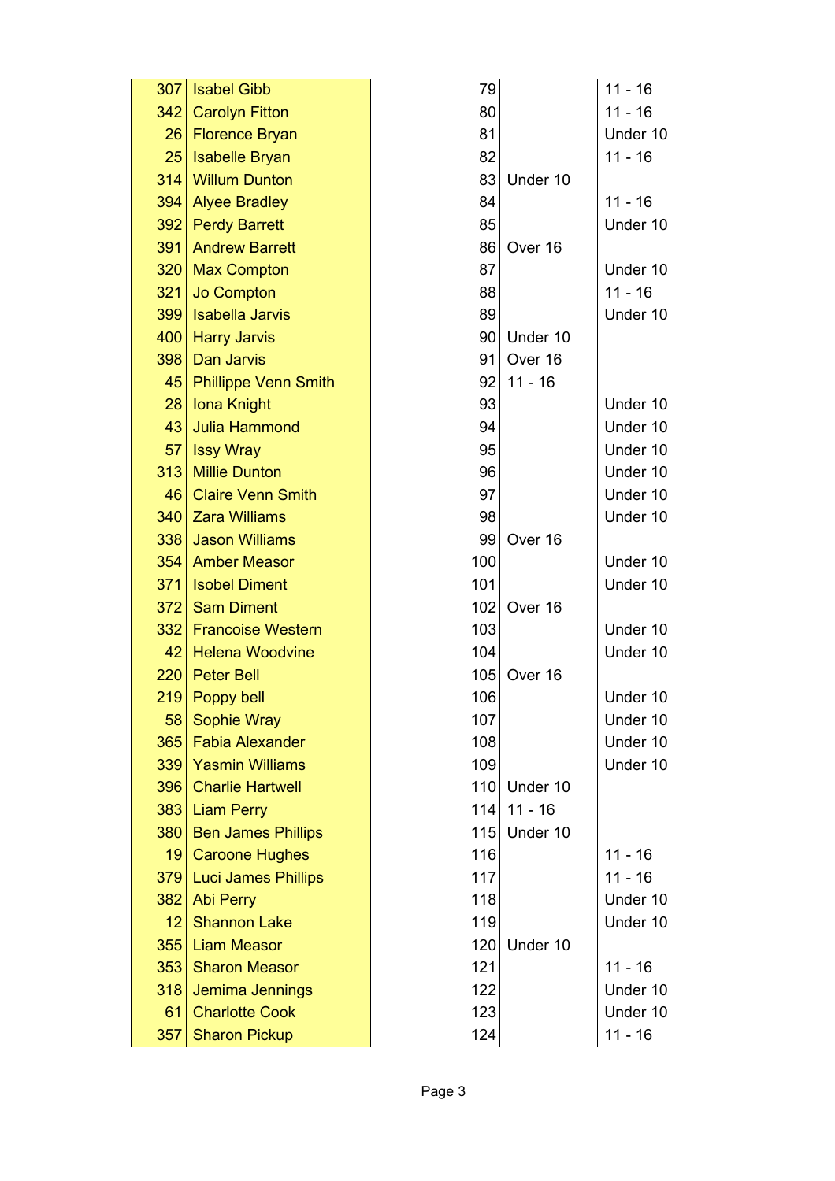| | | | | |
|---|---|---|---|---|
| 307 | Isabel Gibb | 79 | | 11 - 16 |
| 342 | Carolyn Fitton | 80 | | 11 - 16 |
| 26 | Florence Bryan | 81 | | Under 10 |
| 25 | Isabelle Bryan | 82 | | 11 - 16 |
| 314 | Willum Dunton | 83 | Under 10 | |
| 394 | Alyee Bradley | 84 | | 11 - 16 |
| 392 | Perdy Barrett | 85 | | Under 10 |
| 391 | Andrew Barrett | 86 | Over 16 | |
| 320 | Max Compton | 87 | | Under 10 |
| 321 | Jo Compton | 88 | | 11 - 16 |
| 399 | Isabella Jarvis | 89 | | Under 10 |
| 400 | Harry Jarvis | 90 | Under 10 | |
| 398 | Dan Jarvis | 91 | Over 16 | |
| 45 | Phillippe Venn Smith | 92 | 11 - 16 | |
| 28 | Iona Knight | 93 | | Under 10 |
| 43 | Julia Hammond | 94 | | Under 10 |
| 57 | Issy Wray | 95 | | Under 10 |
| 313 | Millie Dunton | 96 | | Under 10 |
| 46 | Claire Venn Smith | 97 | | Under 10 |
| 340 | Zara Williams | 98 | | Under 10 |
| 338 | Jason Williams | 99 | Over 16 | |
| 354 | Amber Measor | 100 | | Under 10 |
| 371 | Isobel Diment | 101 | | Under 10 |
| 372 | Sam Diment | 102 | Over 16 | |
| 332 | Francoise Western | 103 | | Under 10 |
| 42 | Helena Woodvine | 104 | | Under 10 |
| 220 | Peter Bell | 105 | Over 16 | |
| 219 | Poppy bell | 106 | | Under 10 |
| 58 | Sophie Wray | 107 | | Under 10 |
| 365 | Fabia Alexander | 108 | | Under 10 |
| 339 | Yasmin Williams | 109 | | Under 10 |
| 396 | Charlie Hartwell | 110 | Under 10 | |
| 383 | Liam Perry | 114 | 11 - 16 | |
| 380 | Ben James Phillips | 115 | Under 10 | |
| 19 | Caroone Hughes | 116 | | 11 - 16 |
| 379 | Luci James Phillips | 117 | | 11 - 16 |
| 382 | Abi Perry | 118 | | Under 10 |
| 12 | Shannon Lake | 119 | | Under 10 |
| 355 | Liam Measor | 120 | Under 10 | |
| 353 | Sharon Measor | 121 | | 11 - 16 |
| 318 | Jemima Jennings | 122 | | Under 10 |
| 61 | Charlotte Cook | 123 | | Under 10 |
| 357 | Sharon Pickup | 124 | | 11 - 16 |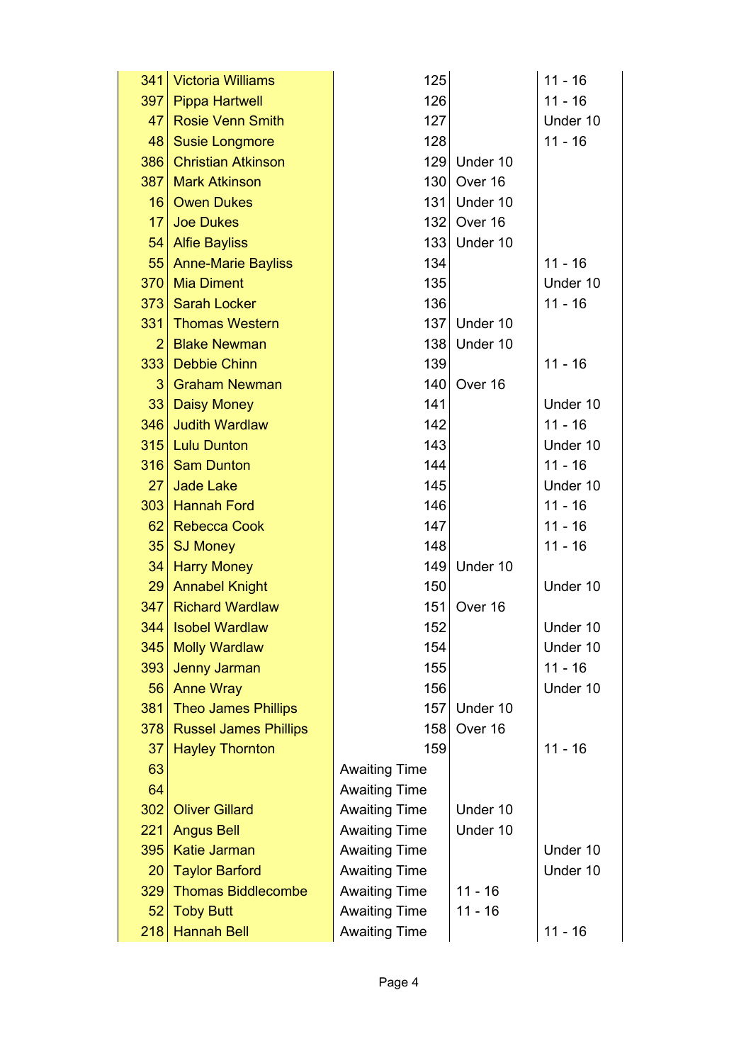| | | | | |
|---|---|---|---|---|
| 341 | Victoria Williams | 125 | | 11 - 16 |
| 397 | Pippa Hartwell | 126 | | 11 - 16 |
| 47 | Rosie Venn Smith | 127 | | Under 10 |
| 48 | Susie Longmore | 128 | | 11 - 16 |
| 386 | Christian Atkinson | 129 | Under 10 | |
| 387 | Mark Atkinson | 130 | Over 16 | |
| 16 | Owen Dukes | 131 | Under 10 | |
| 17 | Joe Dukes | 132 | Over 16 | |
| 54 | Alfie Bayliss | 133 | Under 10 | |
| 55 | Anne-Marie Bayliss | 134 | | 11 - 16 |
| 370 | Mia Diment | 135 | | Under 10 |
| 373 | Sarah Locker | 136 | | 11 - 16 |
| 331 | Thomas Western | 137 | Under 10 | |
| 2 | Blake Newman | 138 | Under 10 | |
| 333 | Debbie Chinn | 139 | | 11 - 16 |
| 3 | Graham Newman | 140 | Over 16 | |
| 33 | Daisy Money | 141 | | Under 10 |
| 346 | Judith Wardlaw | 142 | | 11 - 16 |
| 315 | Lulu Dunton | 143 | | Under 10 |
| 316 | Sam Dunton | 144 | | 11 - 16 |
| 27 | Jade Lake | 145 | | Under 10 |
| 303 | Hannah Ford | 146 | | 11 - 16 |
| 62 | Rebecca Cook | 147 | | 11 - 16 |
| 35 | SJ Money | 148 | | 11 - 16 |
| 34 | Harry Money | 149 | Under 10 | |
| 29 | Annabel Knight | 150 | | Under 10 |
| 347 | Richard Wardlaw | 151 | Over 16 | |
| 344 | Isobel Wardlaw | 152 | | Under 10 |
| 345 | Molly Wardlaw | 154 | | Under 10 |
| 393 | Jenny Jarman | 155 | | 11 - 16 |
| 56 | Anne Wray | 156 | | Under 10 |
| 381 | Theo James Phillips | 157 | Under 10 | |
| 378 | Russel James Phillips | 158 | Over 16 | |
| 37 | Hayley Thornton | 159 | | 11 - 16 |
| 63 | | Awaiting Time | | |
| 64 | | Awaiting Time | | |
| 302 | Oliver Gillard | Awaiting Time | Under 10 | |
| 221 | Angus Bell | Awaiting Time | Under 10 | |
| 395 | Katie Jarman | Awaiting Time | | Under 10 |
| 20 | Taylor Barford | Awaiting Time | | Under 10 |
| 329 | Thomas Biddlecombe | Awaiting Time | 11 - 16 | |
| 52 | Toby Butt | Awaiting Time | 11 - 16 | |
| 218 | Hannah Bell | Awaiting Time | | 11 - 16 |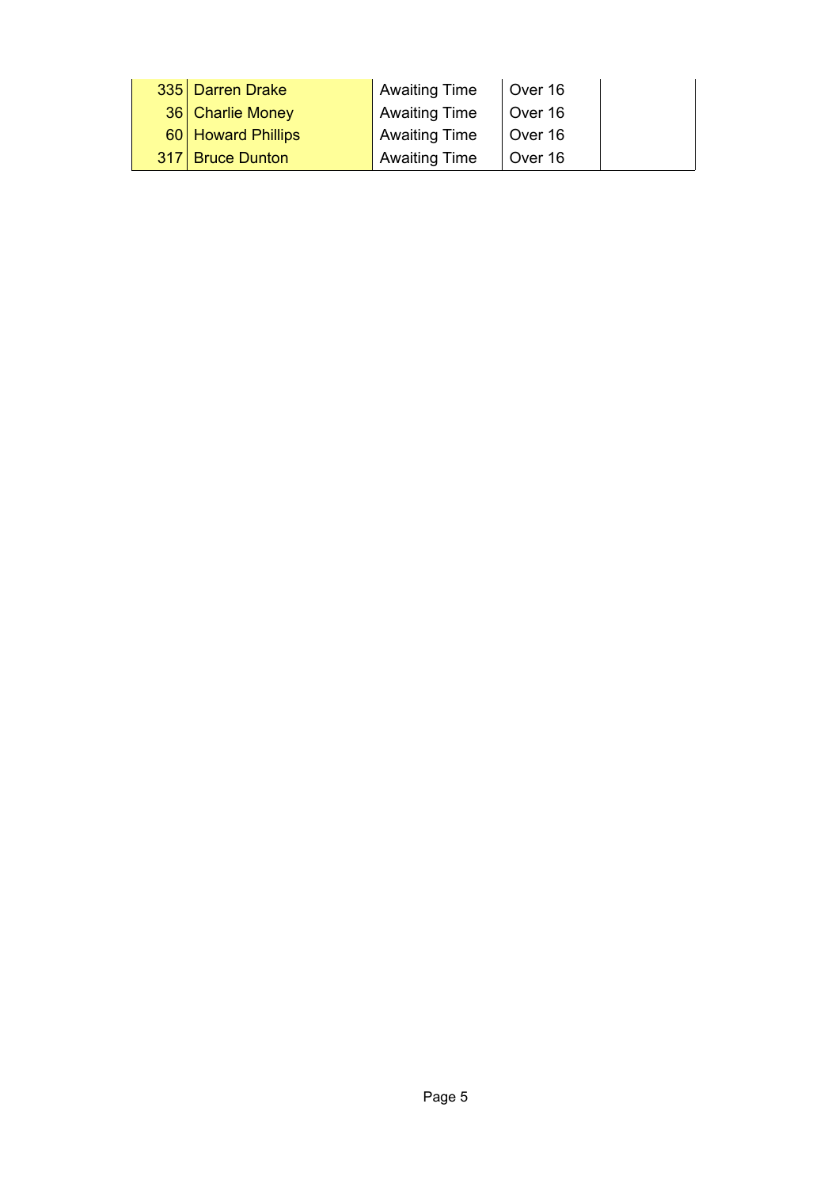| | | | | |
|---|---|---|---|---|
| 335 | Darren Drake | Awaiting Time | Over 16 | |
| 36 | Charlie Money | Awaiting Time | Over 16 | |
| 60 | Howard Phillips | Awaiting Time | Over 16 | |
| 317 | Bruce Dunton | Awaiting Time | Over 16 | |